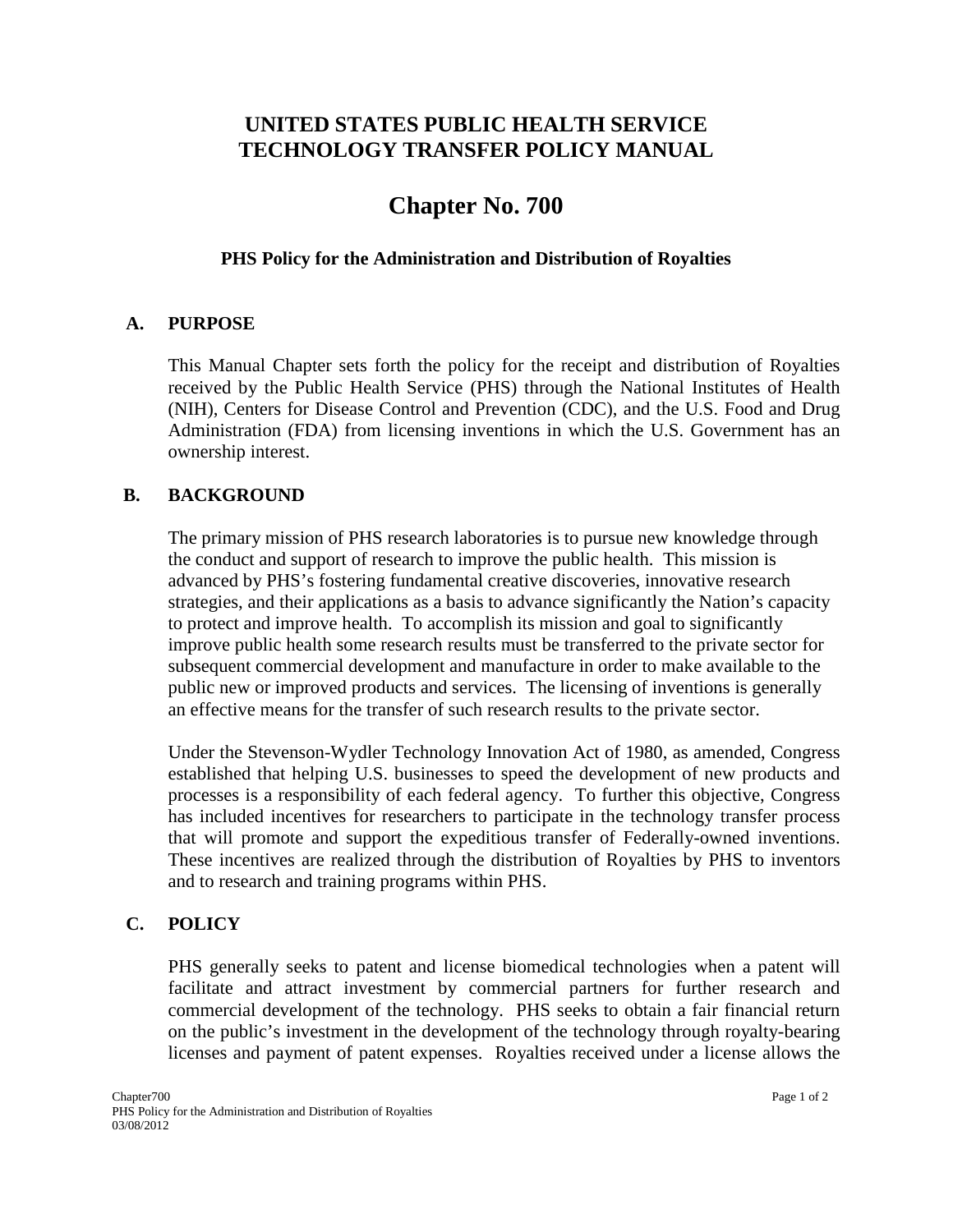# UNITED STATES PUBLIC HEALTH SERVICE
# TECHNOLOGY TRANSFER POLICY MANUAL

# Chapter No. 700

### PHS Policy for the Administration and Distribution of Royalties

## A. PURPOSE

This Manual Chapter sets forth the policy for the receipt and distribution of Royalties received by the Public Health Service (PHS) through the National Institutes of Health (NIH), Centers for Disease Control and Prevention (CDC), and the U.S. Food and Drug Administration (FDA) from licensing inventions in which the U.S. Government has an ownership interest.

## B. BACKGROUND

The primary mission of PHS research laboratories is to pursue new knowledge through the conduct and support of research to improve the public health. This mission is advanced by PHS's fostering fundamental creative discoveries, innovative research strategies, and their applications as a basis to advance significantly the Nation's capacity to protect and improve health. To accomplish its mission and goal to significantly improve public health some research results must be transferred to the private sector for subsequent commercial development and manufacture in order to make available to the public new or improved products and services. The licensing of inventions is generally an effective means for the transfer of such research results to the private sector.

Under the Stevenson-Wydler Technology Innovation Act of 1980, as amended, Congress established that helping U.S. businesses to speed the development of new products and processes is a responsibility of each federal agency. To further this objective, Congress has included incentives for researchers to participate in the technology transfer process that will promote and support the expeditious transfer of Federally-owned inventions. These incentives are realized through the distribution of Royalties by PHS to inventors and to research and training programs within PHS.

## C. POLICY

PHS generally seeks to patent and license biomedical technologies when a patent will facilitate and attract investment by commercial partners for further research and commercial development of the technology. PHS seeks to obtain a fair financial return on the public's investment in the development of the technology through royalty-bearing licenses and payment of patent expenses. Royalties received under a license allows the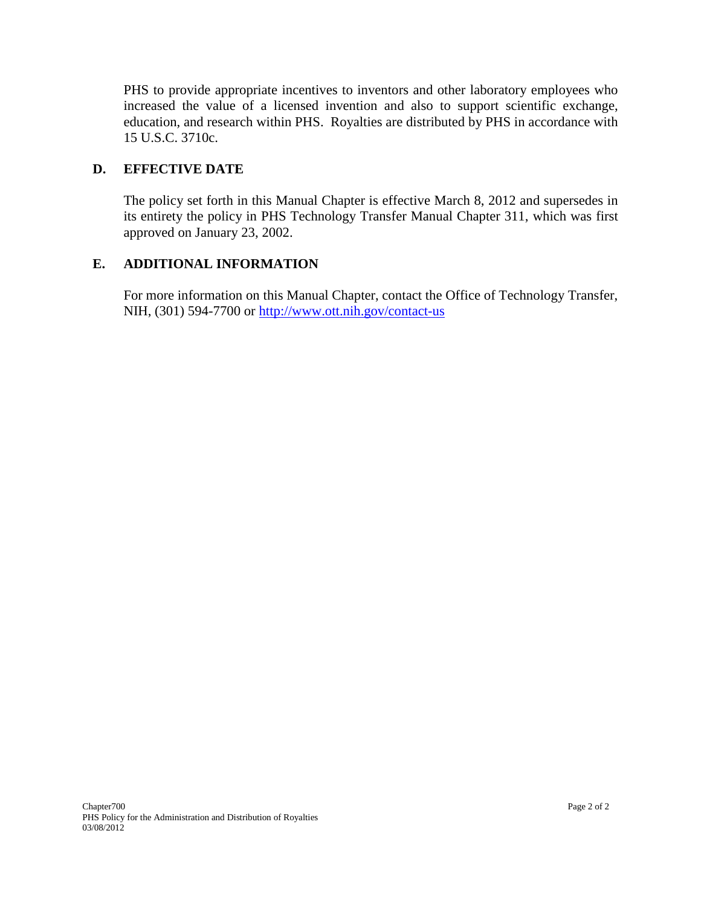PHS to provide appropriate incentives to inventors and other laboratory employees who increased the value of a licensed invention and also to support scientific exchange, education, and research within PHS. Royalties are distributed by PHS in accordance with 15 U.S.C. 3710c.

## D. EFFECTIVE DATE

The policy set forth in this Manual Chapter is effective March 8, 2012 and supersedes in its entirety the policy in PHS Technology Transfer Manual Chapter 311, which was first approved on January 23, 2002.

## E. ADDITIONAL INFORMATION

For more information on this Manual Chapter, contact the Office of Technology Transfer, NIH, (301) 594-7700 or http://www.ott.nih.gov/contact-us